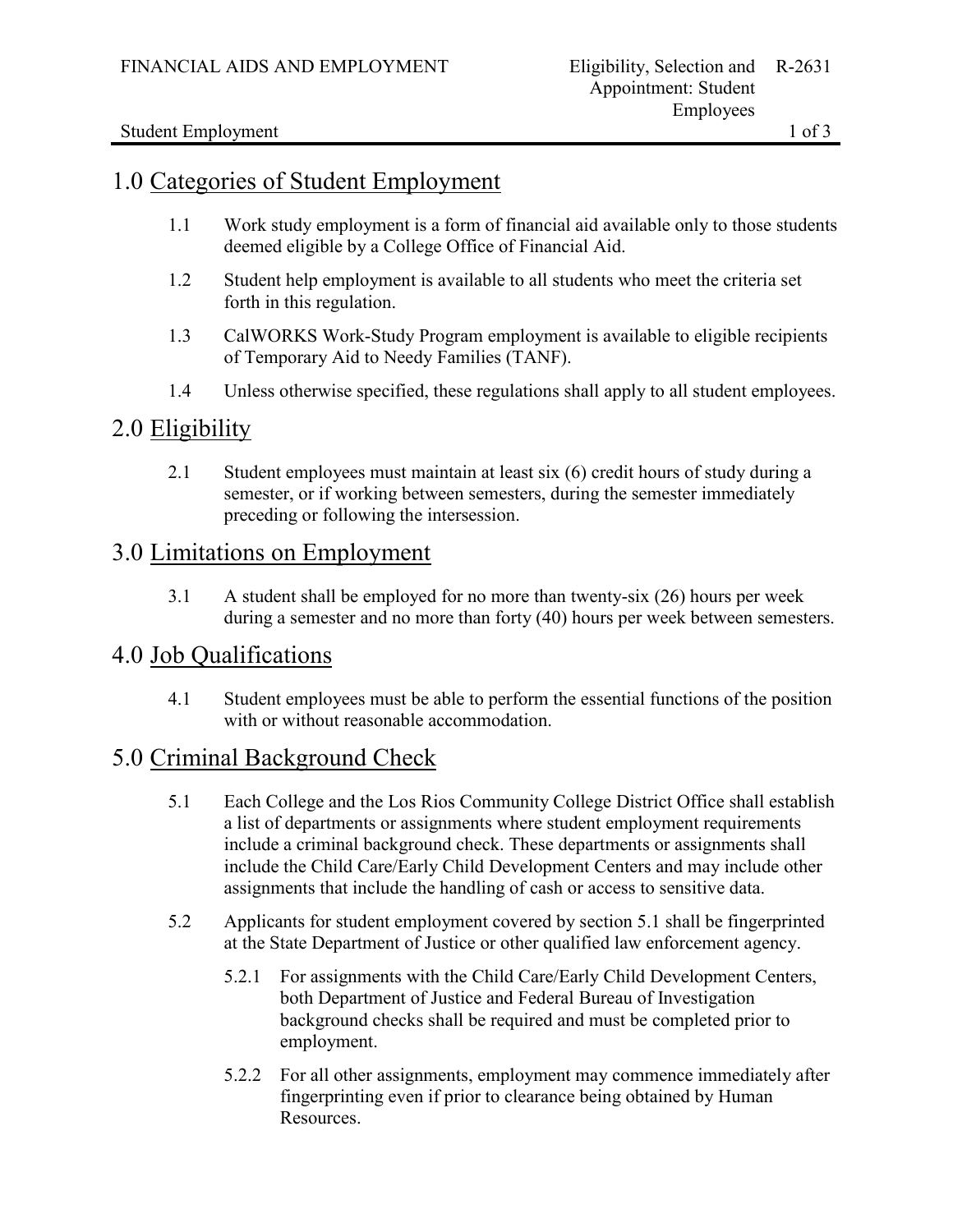## 1.0 Categories of Student Employment

1.1 Work study employment is a form of financial aid available only to those students deemed eligible by a College Office of Financial Aid.

1.2 Student help employment is available to all students who meet the criteria set forth in this regulation.

1.3 CalWORKS Work-Study Program employment is available to eligible recipients of Temporary Aid to Needy Families (TANF).

1.4 Unless otherwise specified, these regulations shall apply to all student employees.

## 2.0 Eligibility

2.1 Student employees must maintain at least six (6) credit hours of study during a semester, or if working between semesters, during the semester immediately preceding or following the intersession.

## 3.0 Limitations on Employment

3.1 A student shall be employed for no more than twenty-six (26) hours per week during a semester and no more than forty (40) hours per week between semesters.

## 4.0 Job Qualifications

4.1 Student employees must be able to perform the essential functions of the position with or without reasonable accommodation.

## 5.0 Criminal Background Check

5.1 Each College and the Los Rios Community College District Office shall establish a list of departments or assignments where student employment requirements include a criminal background check. These departments or assignments shall include the Child Care/Early Child Development Centers and may include other assignments that include the handling of cash or access to sensitive data.

5.2 Applicants for student employment covered by section 5.1 shall be fingerprinted at the State Department of Justice or other qualified law enforcement agency.

5.2.1 For assignments with the Child Care/Early Child Development Centers, both Department of Justice and Federal Bureau of Investigation background checks shall be required and must be completed prior to employment.

5.2.2 For all other assignments, employment may commence immediately after fingerprinting even if prior to clearance being obtained by Human Resources.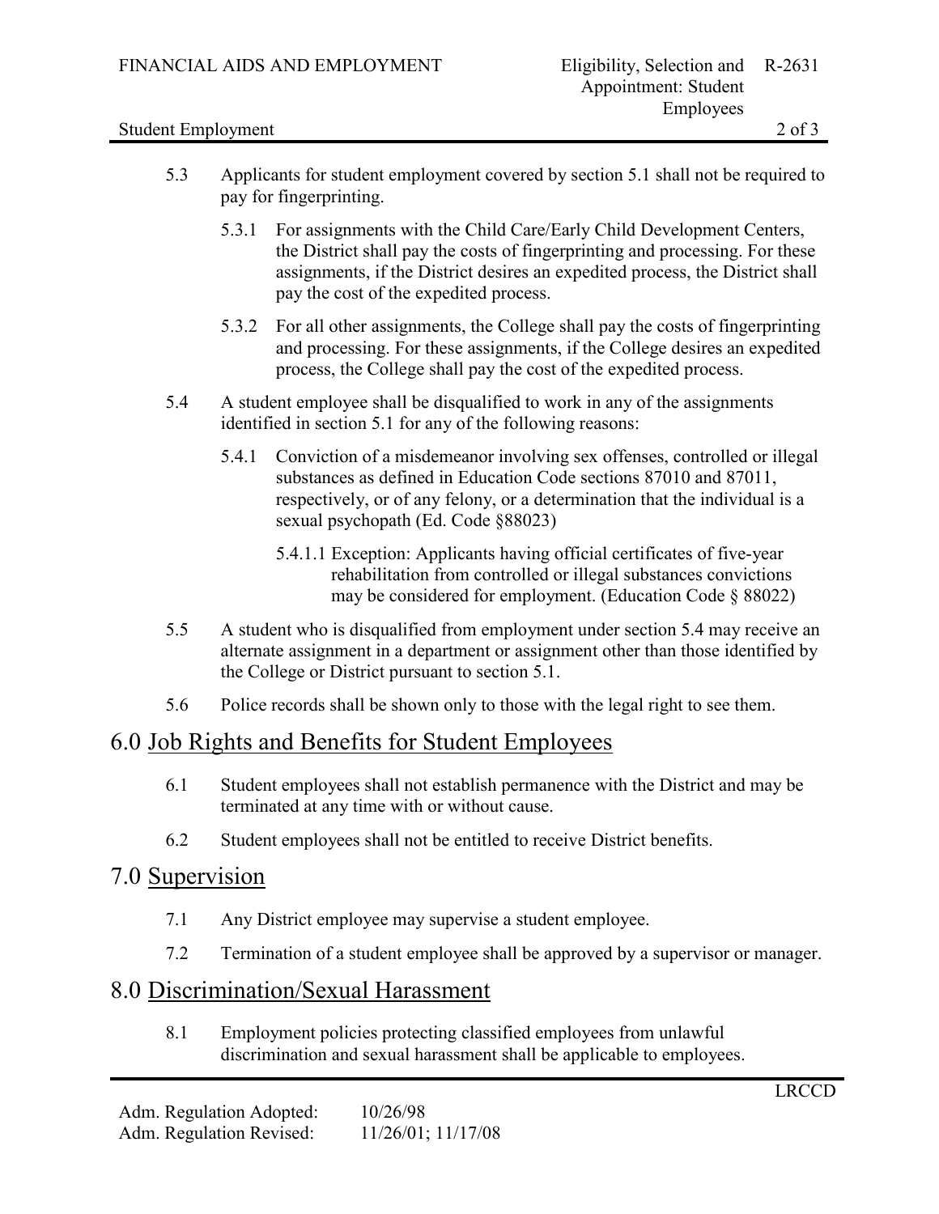5.3 Applicants for student employment covered by section 5.1 shall not be required to pay for fingerprinting.

  5.3.1 For assignments with the Child Care/Early Child Development Centers, the District shall pay the costs of fingerprinting and processing. For these assignments, if the District desires an expedited process, the District shall pay the cost of the expedited process.

  5.3.2 For all other assignments, the College shall pay the costs of fingerprinting and processing. For these assignments, if the College desires an expedited process, the College shall pay the cost of the expedited process.

5.4 A student employee shall be disqualified to work in any of the assignments identified in section 5.1 for any of the following reasons:

  5.4.1 Conviction of a misdemeanor involving sex offenses, controlled or illegal substances as defined in Education Code sections 87010 and 87011, respectively, or of any felony, or a determination that the individual is a sexual psychopath (Ed. Code §88023)

    5.4.1.1 Exception: Applicants having official certificates of five-year rehabilitation from controlled or illegal substances convictions may be considered for employment. (Education Code § 88022)

5.5 A student who is disqualified from employment under section 5.4 may receive an alternate assignment in a department or assignment other than those identified by the College or District pursuant to section 5.1.

5.6 Police records shall be shown only to those with the legal right to see them.

## 6.0 Job Rights and Benefits for Student Employees

6.1 Student employees shall not establish permanence with the District and may be terminated at any time with or without cause.

6.2 Student employees shall not be entitled to receive District benefits.

## 7.0 Supervision

7.1 Any District employee may supervise a student employee.

7.2 Termination of a student employee shall be approved by a supervisor or manager.

## 8.0 Discrimination/Sexual Harassment

8.1 Employment policies protecting classified employees from unlawful discrimination and sexual harassment shall be applicable to employees.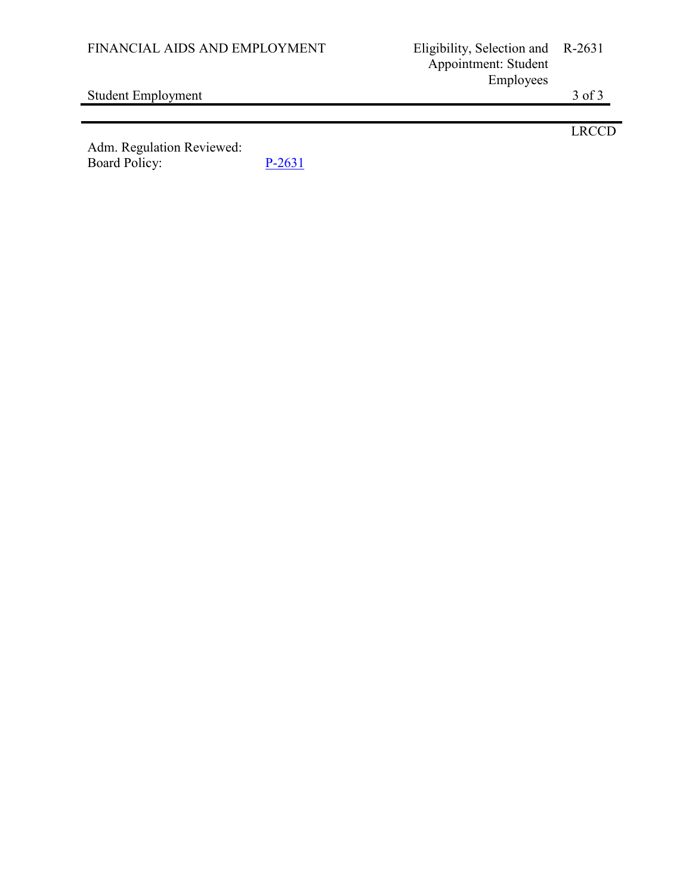LRCCD

Adm. Regulation Reviewed:
Board Policy: P-2631